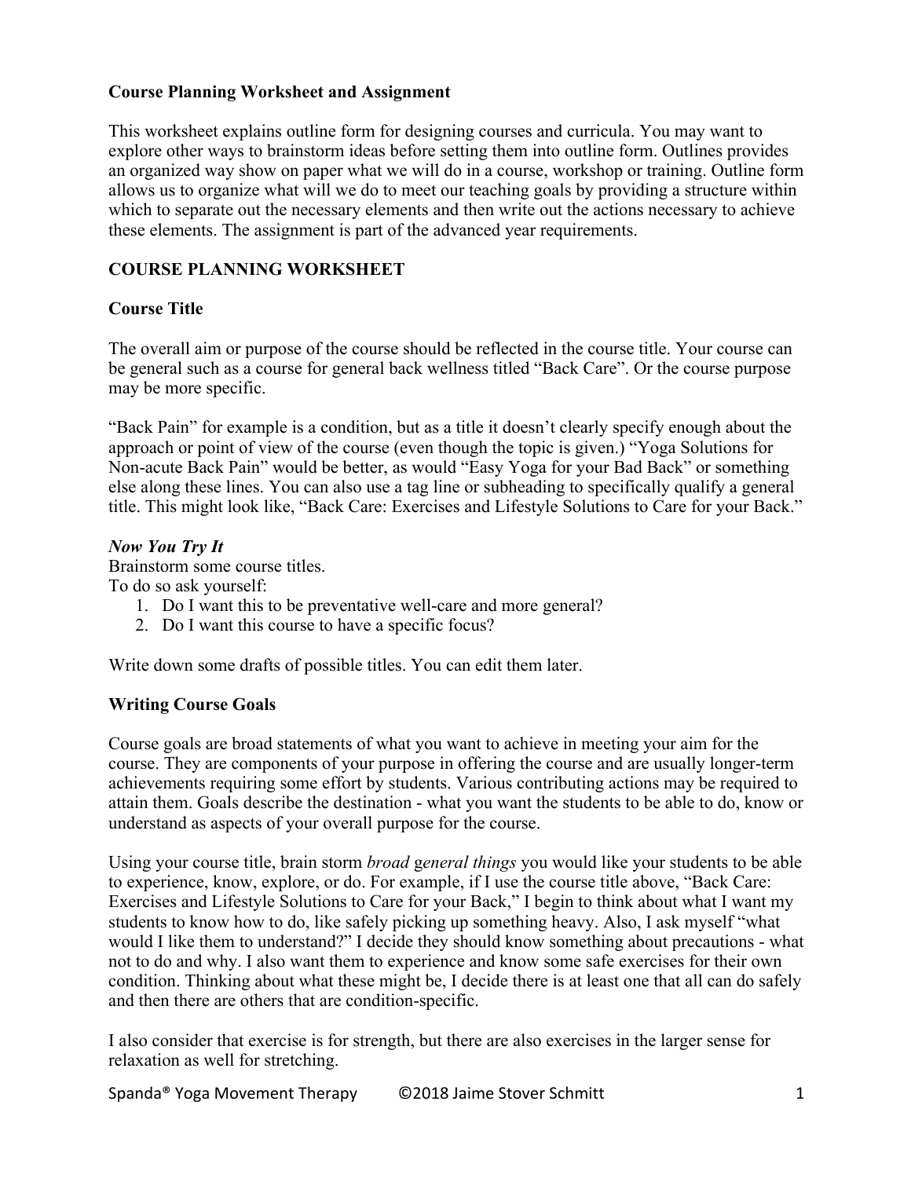**Course Planning Worksheet and Assignment**

This worksheet explains outline form for designing courses and curricula. You may want to explore other ways to brainstorm ideas before setting them into outline form. Outlines provides an organized way show on paper what we will do in a course, workshop or training. Outline form allows us to organize what will we do to meet our teaching goals by providing a structure within which to separate out the necessary elements and then write out the actions necessary to achieve these elements. The assignment is part of the advanced year requirements.

## COURSE PLANNING WORKSHEET

### Course Title

The overall aim or purpose of the course should be reflected in the course title. Your course can be general such as a course for general back wellness titled "Back Care". Or the course purpose may be more specific.

"Back Pain" for example is a condition, but as a title it doesn't clearly specify enough about the approach or point of view of the course (even though the topic is given.) "Yoga Solutions for Non-acute Back Pain" would be better, as would "Easy Yoga for your Bad Back" or something else along these lines. You can also use a tag line or subheading to specifically qualify a general title. This might look like, "Back Care: Exercises and Lifestyle Solutions to Care for your Back."

***Now You Try It***

Brainstorm some course titles.
To do so ask yourself:

1. Do I want this to be preventative well-care and more general?
2. Do I want this course to have a specific focus?

Write down some drafts of possible titles. You can edit them later.

### Writing Course Goals

Course goals are broad statements of what you want to achieve in meeting your aim for the course. They are components of your purpose in offering the course and are usually longer-term achievements requiring some effort by students. Various contributing actions may be required to attain them. Goals describe the destination - what you want the students to be able to do, know or understand as aspects of your overall purpose for the course.

Using your course title, brain storm *broad general things* you would like your students to be able to experience, know, explore, or do. For example, if I use the course title above, "Back Care: Exercises and Lifestyle Solutions to Care for your Back," I begin to think about what I want my students to know how to do, like safely picking up something heavy. Also, I ask myself "what would I like them to understand?" I decide they should know something about precautions - what not to do and why. I also want them to experience and know some safe exercises for their own condition. Thinking about what these might be, I decide there is at least one that all can do safely and then there are others that are condition-specific.

I also consider that exercise is for strength, but there are also exercises in the larger sense for relaxation as well for stretching.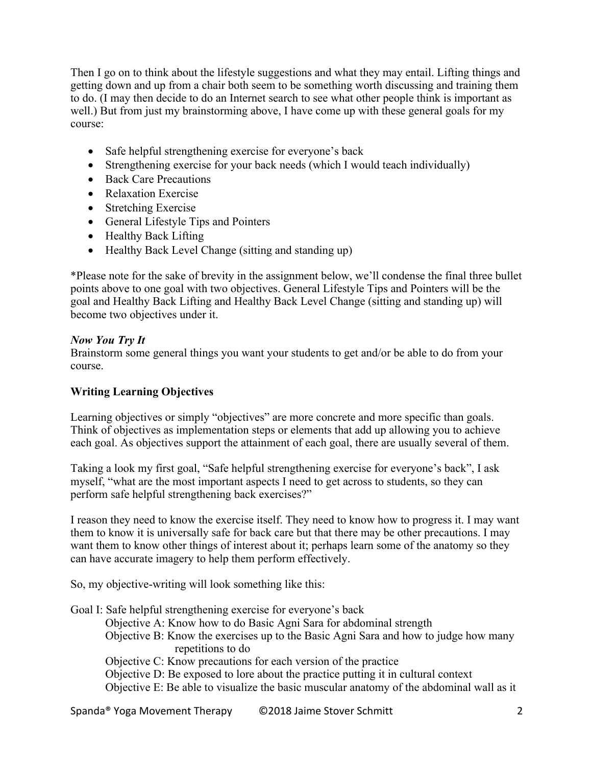Then I go on to think about the lifestyle suggestions and what they may entail. Lifting things and getting down and up from a chair both seem to be something worth discussing and training them to do. (I may then decide to do an Internet search to see what other people think is important as well.) But from just my brainstorming above, I have come up with these general goals for my course:

- Safe helpful strengthening exercise for everyone's back
- Strengthening exercise for your back needs (which I would teach individually)
- Back Care Precautions
- Relaxation Exercise
- Stretching Exercise
- General Lifestyle Tips and Pointers
- Healthy Back Lifting
- Healthy Back Level Change (sitting and standing up)

*Please note for the sake of brevity in the assignment below, we'll condense the final three bullet points above to one goal with two objectives. General Lifestyle Tips and Pointers will be the goal and Healthy Back Lifting and Healthy Back Level Change (sitting and standing up) will become two objectives under it.

***Now You Try It***
Brainstorm some general things you want your students to get and/or be able to do from your course.

**Writing Learning Objectives**

Learning objectives or simply "objectives" are more concrete and more specific than goals. Think of objectives as implementation steps or elements that add up allowing you to achieve each goal. As objectives support the attainment of each goal, there are usually several of them.

Taking a look my first goal, "Safe helpful strengthening exercise for everyone's back", I ask myself, "what are the most important aspects I need to get across to students, so they can perform safe helpful strengthening back exercises?"

I reason they need to know the exercise itself. They need to know how to progress it. I may want them to know it is universally safe for back care but that there may be other precautions. I may want them to know other things of interest about it; perhaps learn some of the anatomy so they can have accurate imagery to help them perform effectively.

So, my objective-writing will look something like this:

Goal I: Safe helpful strengthening exercise for everyone's back
- Objective A: Know how to do Basic Agni Sara for abdominal strength
- Objective B: Know the exercises up to the Basic Agni Sara and how to judge how many repetitions to do
- Objective C: Know precautions for each version of the practice
- Objective D: Be exposed to lore about the practice putting it in cultural context
- Objective E: Be able to visualize the basic muscular anatomy of the abdominal wall as it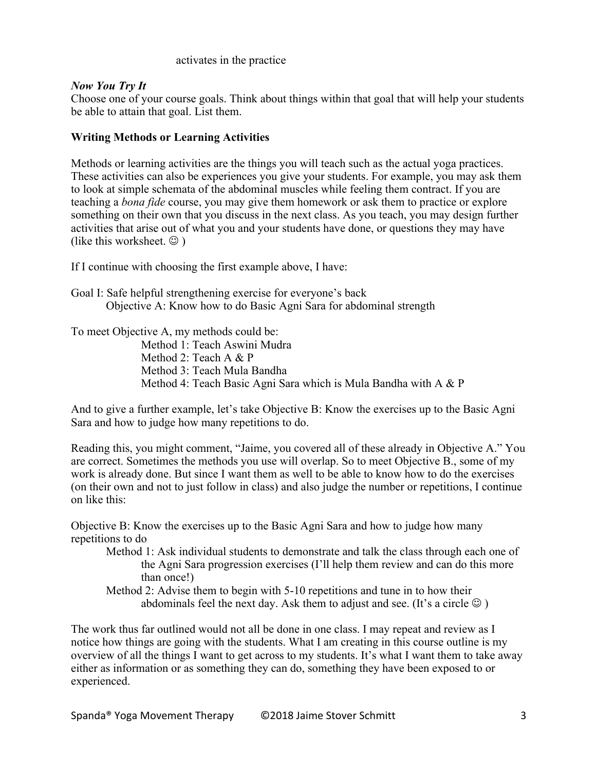activates in the practice

***Now You Try It***

Choose one of your course goals. Think about things within that goal that will help your students be able to attain that goal. List them.

**Writing Methods or Learning Activities**

Methods or learning activities are the things you will teach such as the actual yoga practices. These activities can also be experiences you give your students. For example, you may ask them to look at simple schemata of the abdominal muscles while feeling them contract. If you are teaching a *bona fide* course, you may give them homework or ask them to practice or explore something on their own that you discuss in the next class. As you teach, you may design further activities that arise out of what you and your students have done, or questions they may have (like this worksheet. ☺ )

If I continue with choosing the first example above, I have:

Goal I: Safe helpful strengthening exercise for everyone's back
  Objective A: Know how to do Basic Agni Sara for abdominal strength

To meet Objective A, my methods could be:
  Method 1: Teach Aswini Mudra
  Method 2: Teach A & P
  Method 3: Teach Mula Bandha
  Method 4: Teach Basic Agni Sara which is Mula Bandha with A & P

And to give a further example, let's take Objective B: Know the exercises up to the Basic Agni Sara and how to judge how many repetitions to do.

Reading this, you might comment, "Jaime, you covered all of these already in Objective A." You are correct. Sometimes the methods you use will overlap. So to meet Objective B., some of my work is already done. But since I want them as well to be able to know how to do the exercises (on their own and not to just follow in class) and also judge the number or repetitions, I continue on like this:

Objective B: Know the exercises up to the Basic Agni Sara and how to judge how many repetitions to do
  Method 1: Ask individual students to demonstrate and talk the class through each one of the Agni Sara progression exercises (I'll help them review and can do this more than once!)
  Method 2: Advise them to begin with 5-10 repetitions and tune in to how their abdominals feel the next day. Ask them to adjust and see. (It's a circle ☺ )

The work thus far outlined would not all be done in one class. I may repeat and review as I notice how things are going with the students. What I am creating in this course outline is my overview of all the things I want to get across to my students. It's what I want them to take away either as information or as something they can do, something they have been exposed to or experienced.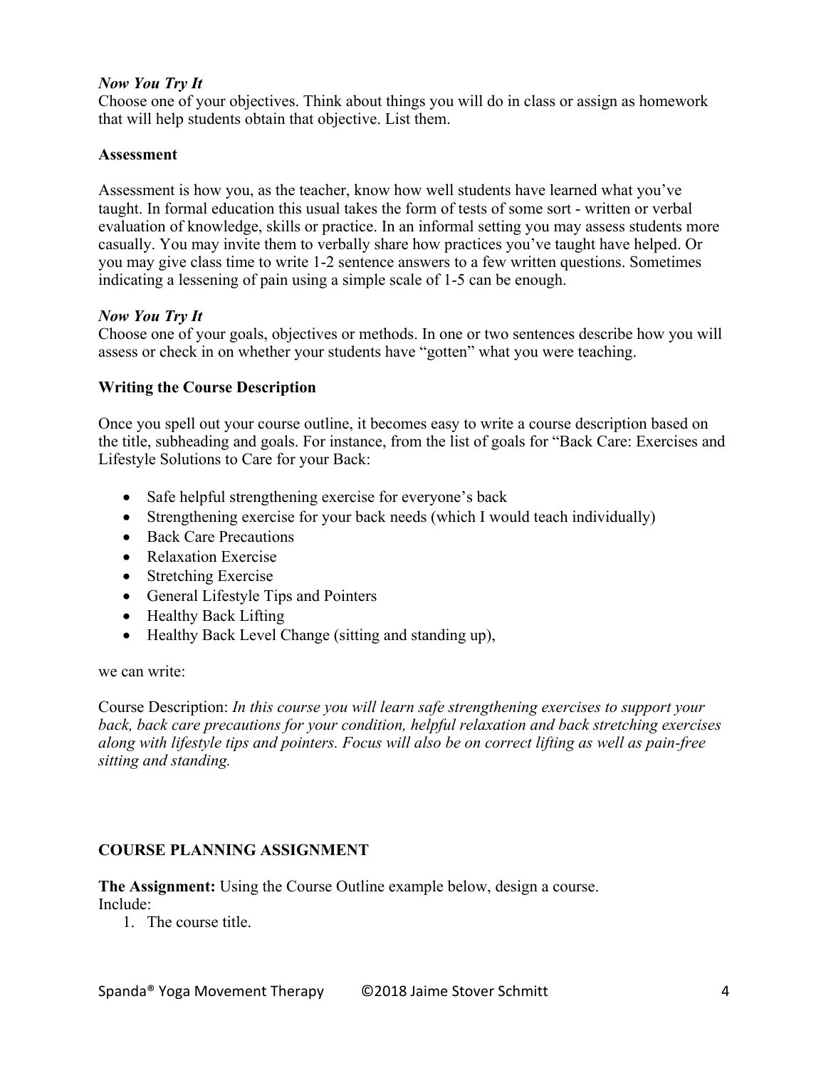***Now You Try It***

Choose one of your objectives. Think about things you will do in class or assign as homework that will help students obtain that objective. List them.

**Assessment**

Assessment is how you, as the teacher, know how well students have learned what you've taught. In formal education this usual takes the form of tests of some sort - written or verbal evaluation of knowledge, skills or practice. In an informal setting you may assess students more casually. You may invite them to verbally share how practices you've taught have helped. Or you may give class time to write 1-2 sentence answers to a few written questions. Sometimes indicating a lessening of pain using a simple scale of 1-5 can be enough.

***Now You Try It***

Choose one of your goals, objectives or methods. In one or two sentences describe how you will assess or check in on whether your students have "gotten" what you were teaching.

**Writing the Course Description**

Once you spell out your course outline, it becomes easy to write a course description based on the title, subheading and goals. For instance, from the list of goals for "Back Care: Exercises and Lifestyle Solutions to Care for your Back:

- Safe helpful strengthening exercise for everyone's back
- Strengthening exercise for your back needs (which I would teach individually)
- Back Care Precautions
- Relaxation Exercise
- Stretching Exercise
- General Lifestyle Tips and Pointers
- Healthy Back Lifting
- Healthy Back Level Change (sitting and standing up),

we can write:

Course Description: *In this course you will learn safe strengthening exercises to support your back, back care precautions for your condition, helpful relaxation and back stretching exercises along with lifestyle tips and pointers. Focus will also be on correct lifting as well as pain-free sitting and standing.*

**COURSE PLANNING ASSIGNMENT**

**The Assignment:** Using the Course Outline example below, design a course.
Include:

1. The course title.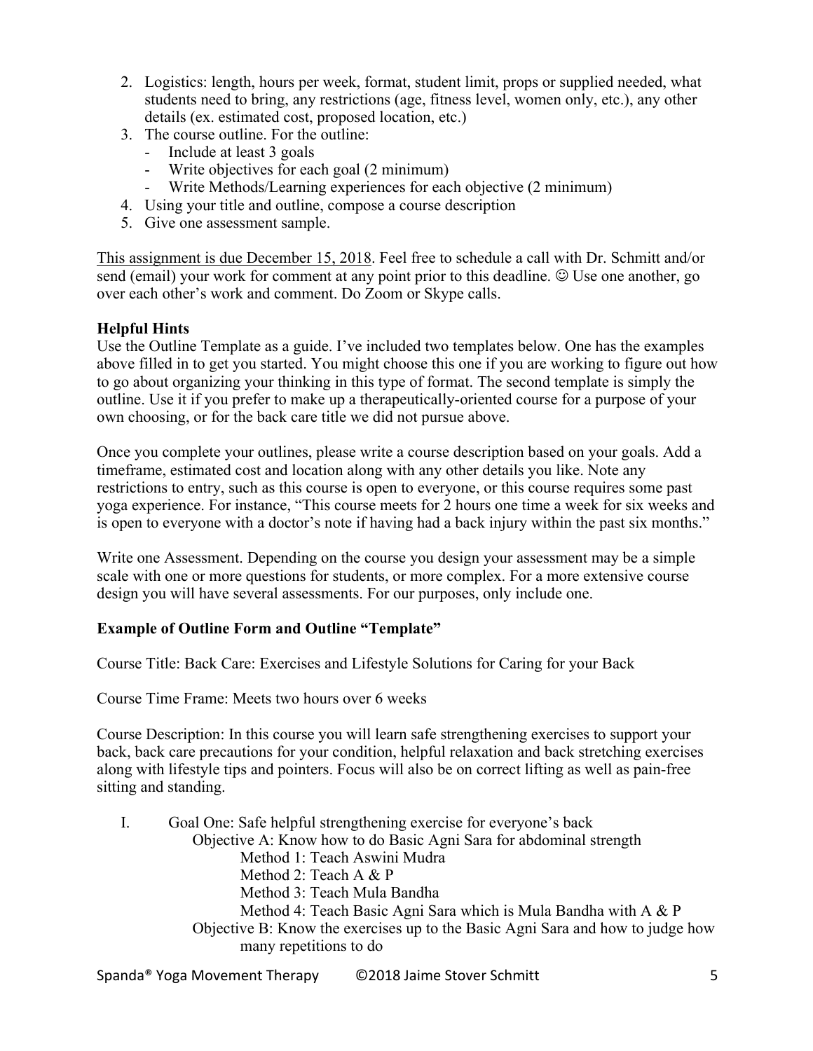2. Logistics: length, hours per week, format, student limit, props or supplied needed, what students need to bring, any restrictions (age, fitness level, women only, etc.), any other details (ex. estimated cost, proposed location, etc.)
3. The course outline. For the outline:
   - Include at least 3 goals
   - Write objectives for each goal (2 minimum)
   - Write Methods/Learning experiences for each objective (2 minimum)
4. Using your title and outline, compose a course description
5. Give one assessment sample.

<u>This assignment is due December 15, 2018</u>. Feel free to schedule a call with Dr. Schmitt and/or send (email) your work for comment at any point prior to this deadline. ☺ Use one another, go over each other's work and comment. Do Zoom or Skype calls.

**Helpful Hints**

Use the Outline Template as a guide. I've included two templates below. One has the examples above filled in to get you started. You might choose this one if you are working to figure out how to go about organizing your thinking in this type of format. The second template is simply the outline. Use it if you prefer to make up a therapeutically-oriented course for a purpose of your own choosing, or for the back care title we did not pursue above.

Once you complete your outlines, please write a course description based on your goals. Add a timeframe, estimated cost and location along with any other details you like. Note any restrictions to entry, such as this course is open to everyone, or this course requires some past yoga experience. For instance, "This course meets for 2 hours one time a week for six weeks and is open to everyone with a doctor's note if having had a back injury within the past six months."

Write one Assessment. Depending on the course you design your assessment may be a simple scale with one or more questions for students, or more complex. For a more extensive course design you will have several assessments. For our purposes, only include one.

**Example of Outline Form and Outline "Template"**

Course Title: Back Care: Exercises and Lifestyle Solutions for Caring for your Back

Course Time Frame: Meets two hours over 6 weeks

Course Description: In this course you will learn safe strengthening exercises to support your back, back care precautions for your condition, helpful relaxation and back stretching exercises along with lifestyle tips and pointers. Focus will also be on correct lifting as well as pain-free sitting and standing.

I. Goal One: Safe helpful strengthening exercise for everyone's back
   - Objective A: Know how to do Basic Agni Sara for abdominal strength
     - Method 1: Teach Aswini Mudra
     - Method 2: Teach A & P
     - Method 3: Teach Mula Bandha
     - Method 4: Teach Basic Agni Sara which is Mula Bandha with A & P
   - Objective B: Know the exercises up to the Basic Agni Sara and how to judge how many repetitions to do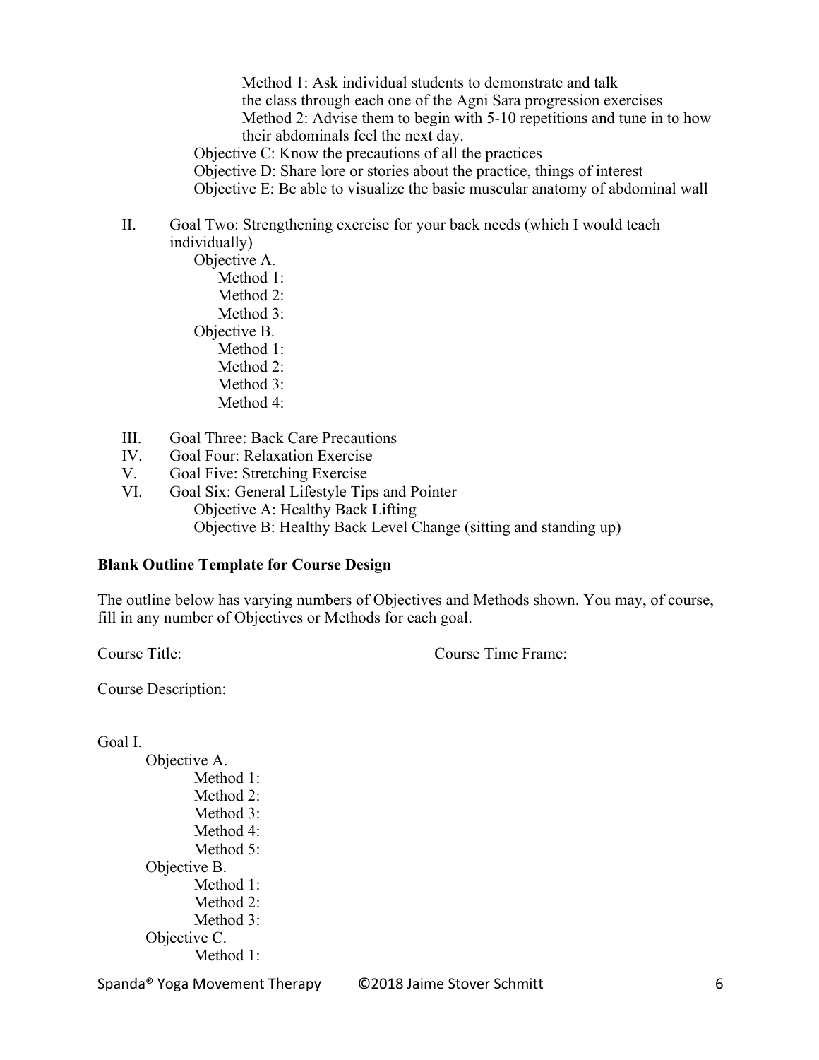Method 1: Ask individual students to demonstrate and talk the class through each one of the Agni Sara progression exercises

Method 2: Advise them to begin with 5-10 repetitions and tune in to how their abdominals feel the next day.

Objective C: Know the precautions of all the practices

Objective D: Share lore or stories about the practice, things of interest

Objective E: Be able to visualize the basic muscular anatomy of abdominal wall

II. Goal Two: Strengthening exercise for your back needs (which I would teach individually)
   - Objective A.
     - Method 1:
     - Method 2:
     - Method 3:
   - Objective B.
     - Method 1:
     - Method 2:
     - Method 3:
     - Method 4:

III. Goal Three: Back Care Precautions

IV. Goal Four: Relaxation Exercise

V. Goal Five: Stretching Exercise

VI. Goal Six: General Lifestyle Tips and Pointer
   - Objective A: Healthy Back Lifting
   - Objective B: Healthy Back Level Change (sitting and standing up)

**Blank Outline Template for Course Design**

The outline below has varying numbers of Objectives and Methods shown. You may, of course, fill in any number of Objectives or Methods for each goal.

Course Title: Course Time Frame:

Course Description:

Goal I.
- Objective A.
  - Method 1:
  - Method 2:
  - Method 3:
  - Method 4:
  - Method 5:
- Objective B.
  - Method 1:
  - Method 2:
  - Method 3:
- Objective C.
  - Method 1: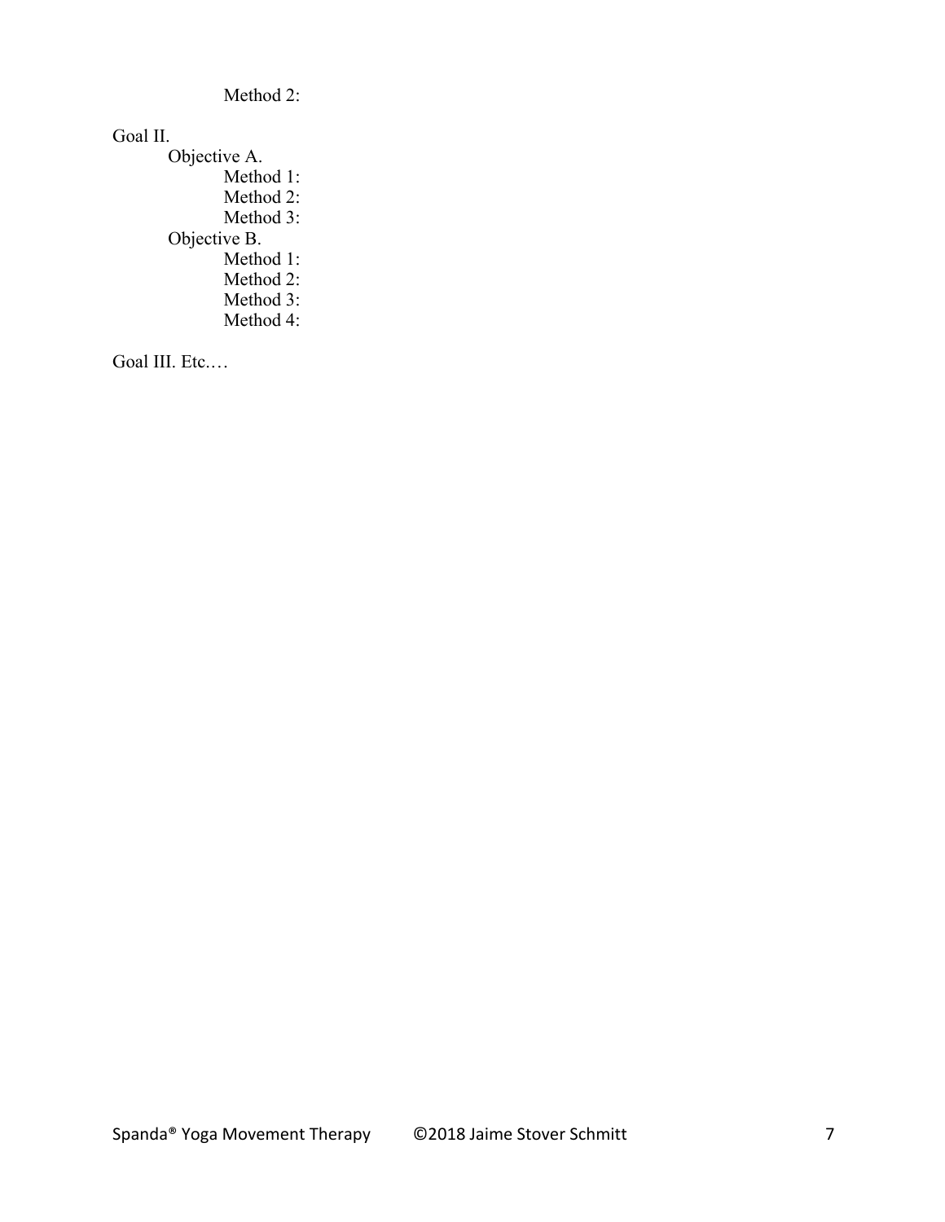Method 2:

Goal II.

- Objective A.
  - Method 1:
  - Method 2:
  - Method 3:
- Objective B.
  - Method 1:
  - Method 2:
  - Method 3:
  - Method 4:

Goal III. Etc.…